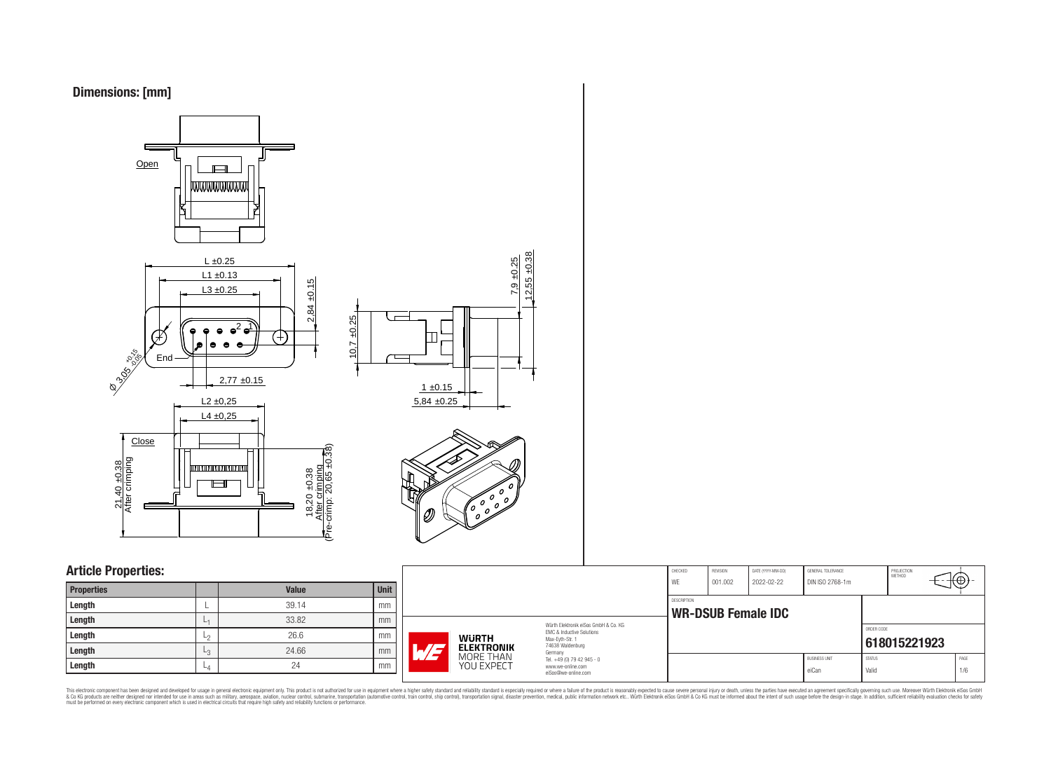## Dimensions: [mm]

Open

L ±0.25

L1 ±0.13

L3 ±0.25

2,84 ±0.15

2 1

End

Ø 3,05 +0.15 -0.05

2,77 ±0.15

L2 ±0,25

L4 ±0,25

Close

21,40 ±0.38 After crimping

18,20 ±0.38 After crimping (Pre-crimp: 20,65 ±0.38)

10,7 ±0.25

7,9 ±0.25

12,55 ±0.38

1 ±0.15

5,84 ±0.25

## Article Properties:

| Properties | | Value | Unit |
|---|---|---|---|
| Length | L | 39.14 | mm |
| Length | $L_1$ | 33.82 | mm |
| Length | $L_2$ | 26.6 | mm |
| Length | $L_3$ | 24.66 | mm |
| Length | $L_4$ | 24 | mm |

| CHECKED | REVISION | DATE (YYYY-MM-DD) | GENERAL TOLERANCE | PROJECTION METHOD |
|---|---|---|---|---|
| WE | 001.002 | 2022-02-22 | DIN ISO 2768-1m | |

DESCRIPTION: **WR-DSUB Female IDC**

ORDER CODE: **618015221923**

| BUSINESS UNIT | STATUS | PAGE |
|---|---|---|
| eiCan | Valid | 1/6 |

WÜRTH ELEKTRONIK MORE THAN YOU EXPECT

Würth Elektronik eiSos GmbH & Co. KG
EMC & Inductive Solutions
Max-Eyth-Str. 1
74638 Waldenburg
Germany
Tel. +49 (0) 79 42 945 - 0
www.we-online.com
eiSos@we-online.com

This electronic component has been designed and developed for usage in general electronic equipment only. This product is not authorized for use in equipment where a higher safety standard and reliability standard is especially required or where a failure of the product is reasonably expected to cause severe personal injury or death, unless the parties have executed an agreement specifically governing such use. Moreover Würth Elektronik eiSos GmbH & Co KG products are neither designed nor intended for use in areas such as military, aerospace, aviation, nuclear control, submarine, transportation (automotive control, train control, ship control), transportation signal, disaster prevention, medical, public information network etc.. Würth Elektronik eiSos GmbH & Co KG must be informed about the intent of such usage before the design-in stage. In addition, sufficient reliability evaluation checks for safety must be performed on every electronic component which is used in electrical circuits that require high safety and reliability functions or performance.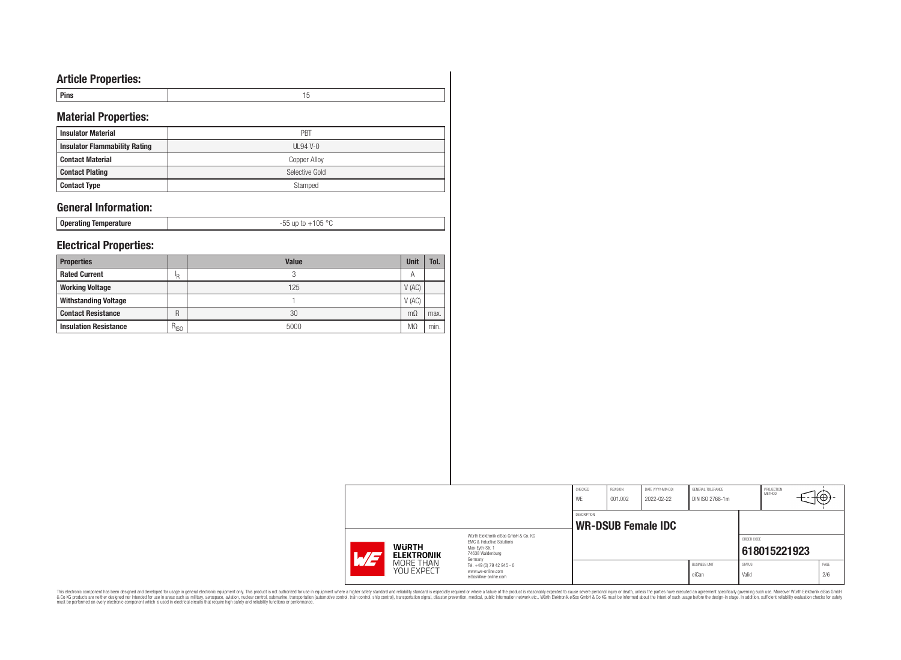## Article Properties:

| | |
|---|---|
| **Pins** | 15 |

## Material Properties:

| | |
|---|---|
| **Insulator Material** | PBT |
| **Insulator Flammability Rating** | UL94 V-0 |
| **Contact Material** | Copper Alloy |
| **Contact Plating** | Selective Gold |
| **Contact Type** | Stamped |

## General Information:

| | |
|---|---|
| **Operating Temperature** | -55 up to +105 °C |

## Electrical Properties:

| **Properties** | | **Value** | **Unit** | **Tol.** |
|---|---|---|---|---|
| **Rated Current** | $I_R$ | 3 | A | |
| **Working Voltage** | | 125 | V (AC) | |
| **Withstanding Voltage** | | 1 | V (AC) | |
| **Contact Resistance** | R | 30 | mΩ | max. |
| **Insulation Resistance** | $R_{ISO}$ | 5000 | MΩ | min. |

| CHECKED | REVISION | DATE (YYYY-MM-DD) | GENERAL TOLERANCE | PROJECTION METHOD |
|---|---|---|---|---|
| WE | 001.002 | 2022-02-22 | DIN ISO 2768-1m | |

DESCRIPTION
**WR-DSUB Female IDC**

Würth Elektronik eiSos GmbH & Co. KG
EMC & Inductive Solutions
Max-Eyth-Str. 1
74638 Waldenburg
Germany
Tel. +49 (0) 79 42 945 - 0
www.we-online.com
eiSos@we-online.com

ORDER CODE
**618015221923**

| BUSINESS UNIT | STATUS | PAGE |
|---|---|---|
| eiCan | Valid | 2/6 |

This electronic component has been designed and developed for usage in general electronic equipment only. This product is not authorized for use in equipment where a higher safety standard and reliability standard is especially required or where a failure of the product is reasonably expected to cause severe personal injury or death, unless the parties have executed an agreement specifically governing such use. Moreover Würth Elektronik eiSos GmbH & Co KG products are neither designed nor intended for use in areas such as military, aerospace, aviation, nuclear control, submarine, transportation (automotive control, train control, ship control), transportation signal, disaster prevention, medical, public information network etc.. Würth Elektronik eiSos GmbH & Co KG must be informed about the intent of such usage before the design-in stage. In addition, sufficient reliability evaluation checks for safety must be performed on every electronic component which is used in electrical circuits that require high safety and reliability functions or performance.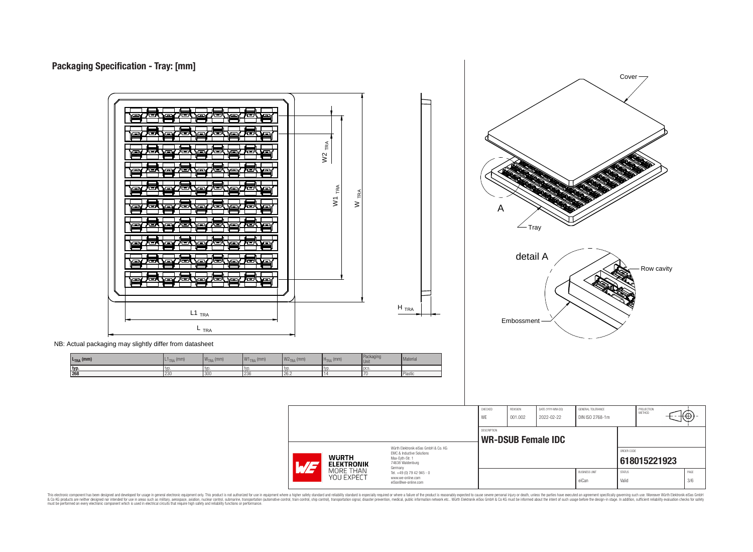## Packaging Specification - Tray: [mm]

W2 TRA

W1 TRA

W TRA

L1 TRA

L TRA

H TRA

Cover

Tray

A

detail A

Row cavity

Embossment

NB: Actual packaging may slightly differ from datasheet

| $L_{TRA}$ (mm) | $L1_{TRA}$ (mm) | $W_{TRA}$ (mm) | $W1_{TRA}$ (mm) | $W2_{TRA}$ (mm) | $H_{TRA}$ (mm) | Packaging Unit | Material |
|---|---|---|---|---|---|---|---|
| typ. | typ. | typ. | typ. | typ. | typ. | pcs. | |
| 268 | 230 | 300 | 236 | 26.2 | 14 | 70 | Plastic |

| CHECKED | REVISION | DATE (YYYY-MM-DD) | GENERAL TOLERANCE | PROJECTION METHOD |
|---|---|---|---|---|
| WE | 001.002 | 2022-02-22 | DIN ISO 2768-1m | |

DESCRIPTION

**WR-DSUB Female IDC**

ORDER CODE

**618015221923**

Würth Elektronik eiSos GmbH & Co. KG
EMC & Inductive Solutions
Max-Eyth-Str. 1
74638 Waldenburg
Germany
Tel. +49 (0) 79 42 945 - 0
www.we-online.com
eiSos@we-online.com

WÜRTH ELEKTRONIK MORE THAN YOU EXPECT

| BUSINESS UNIT | STATUS | PAGE |
|---|---|---|
| eiCan | Valid | 3/6 |

This electronic component has been designed and developed for usage in general electronic equipment only. This product is not authorized for use in equipment where a higher safety standard and reliability standard is especially required or where a failure of the product is reasonably expected to cause severe personal injury or death, unless the parties have executed an agreement specifically governing such use. Moreover Würth Elektronik eiSos GmbH & Co KG products are neither designed nor intended for use in areas such as military, aerospace, aviation, nuclear control, submarine, transportation (automotive control, train control, ship control), transportation signal, disaster prevention, medical, public information network etc.. Würth Elektronik eiSos GmbH & Co KG must be informed about the intent of such usage before the design-in stage. In addition, sufficient reliability evaluation checks for safety must be performed on every electronic component which is used in electrical circuits that require high safety and reliability functions or performance.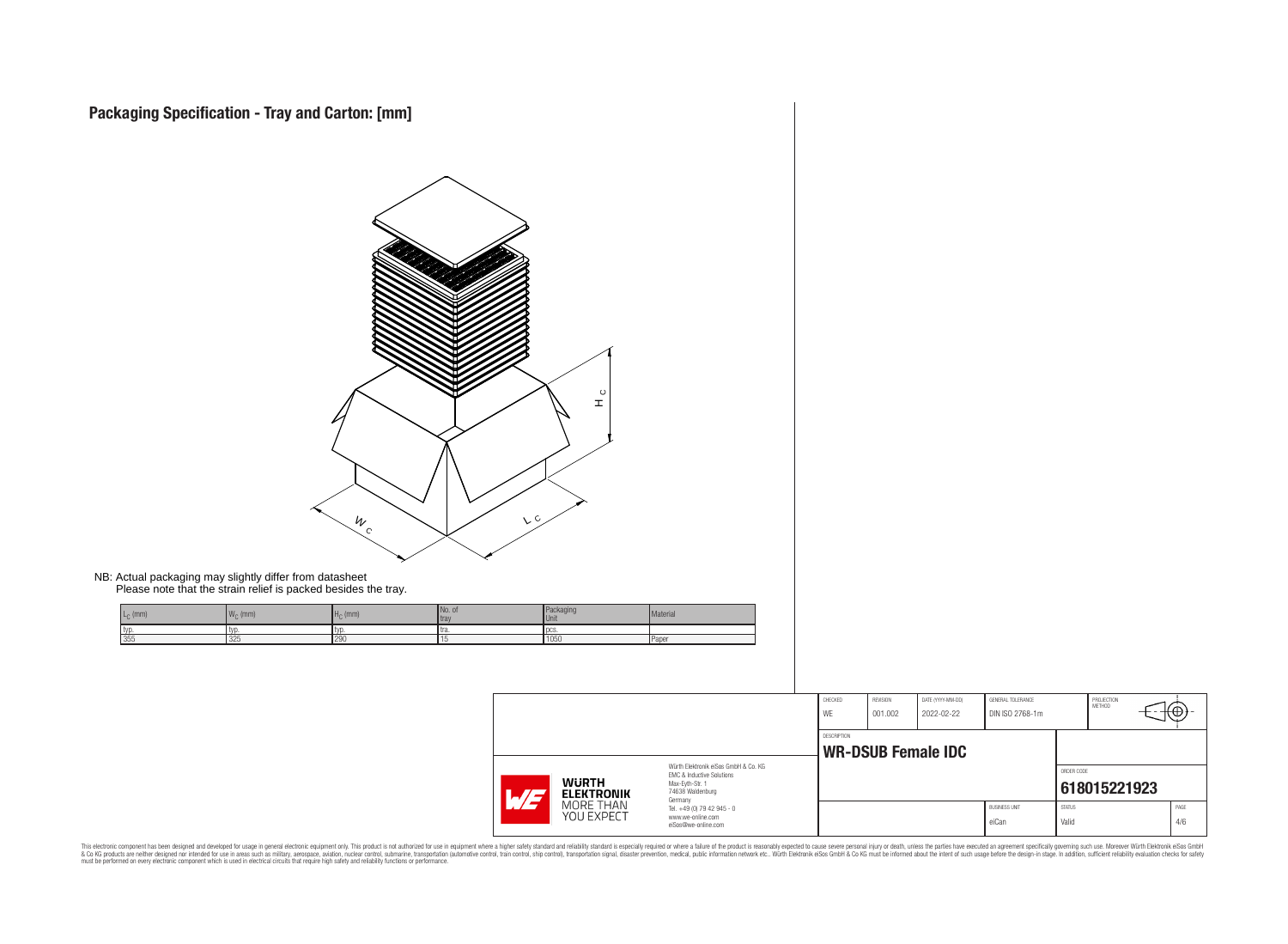# Packaging Specification - Tray and Carton: [mm]

$H_C$

$W_C$

$L_C$

NB: Actual packaging may slightly differ from datasheet
Please note that the strain relief is packed besides the tray.

| $L_C$ (mm) | $W_C$ (mm) | $H_C$ (mm) | No. of tray | Packaging Unit | Material |
|---|---|---|---|---|---|
| typ. | typ. | typ. | tra. | pcs. | |
| 355 | 325 | 290 | 15 | 1050 | Paper |

| CHECKED | REVISION | DATE (YYYY-MM-DD) | GENERAL TOLERANCE | PROJECTION METHOD |
|---|---|---|---|---|
| WE | 001.002 | 2022-02-22 | DIN ISO 2768-1m | |

DESCRIPTION

**WR-DSUB Female IDC**

ORDER CODE

**618015221923**

| BUSINESS UNIT | STATUS | PAGE |
|---|---|---|
| eiCan | Valid | 4/6 |

Würth Elektronik eiSos GmbH & Co. KG
EMC & Inductive Solutions
Max-Eyth-Str. 1
74638 Waldenburg
Germany
Tel. +49 (0) 79 42 945 - 0
www.we-online.com
eiSos@we-online.com

WÜRTH ELEKTRONIK MORE THAN YOU EXPECT

This electronic component has been designed and developed for usage in general electronic equipment only. This product is not authorized for use in equipment where a higher safety standard and reliability standard is especially required or where a failure of the product is reasonably expected to cause severe personal injury or death, unless the parties have executed an agreement specifically governing such use. Moreover Würth Elektronik eiSos GmbH & Co KG products are neither designed nor intended for use in areas such as military, aerospace, aviation, nuclear control, submarine, transportation (automotive control, train control, ship control), transportation signal, disaster prevention, medical, public information network etc.. Würth Elektronik eiSos GmbH & Co KG must be informed about the intent of such usage before the design-in stage. In addition, sufficient reliability evaluation checks for safety must be performed on every electronic component which is used in electrical circuits that require high safety and reliability functions or performance.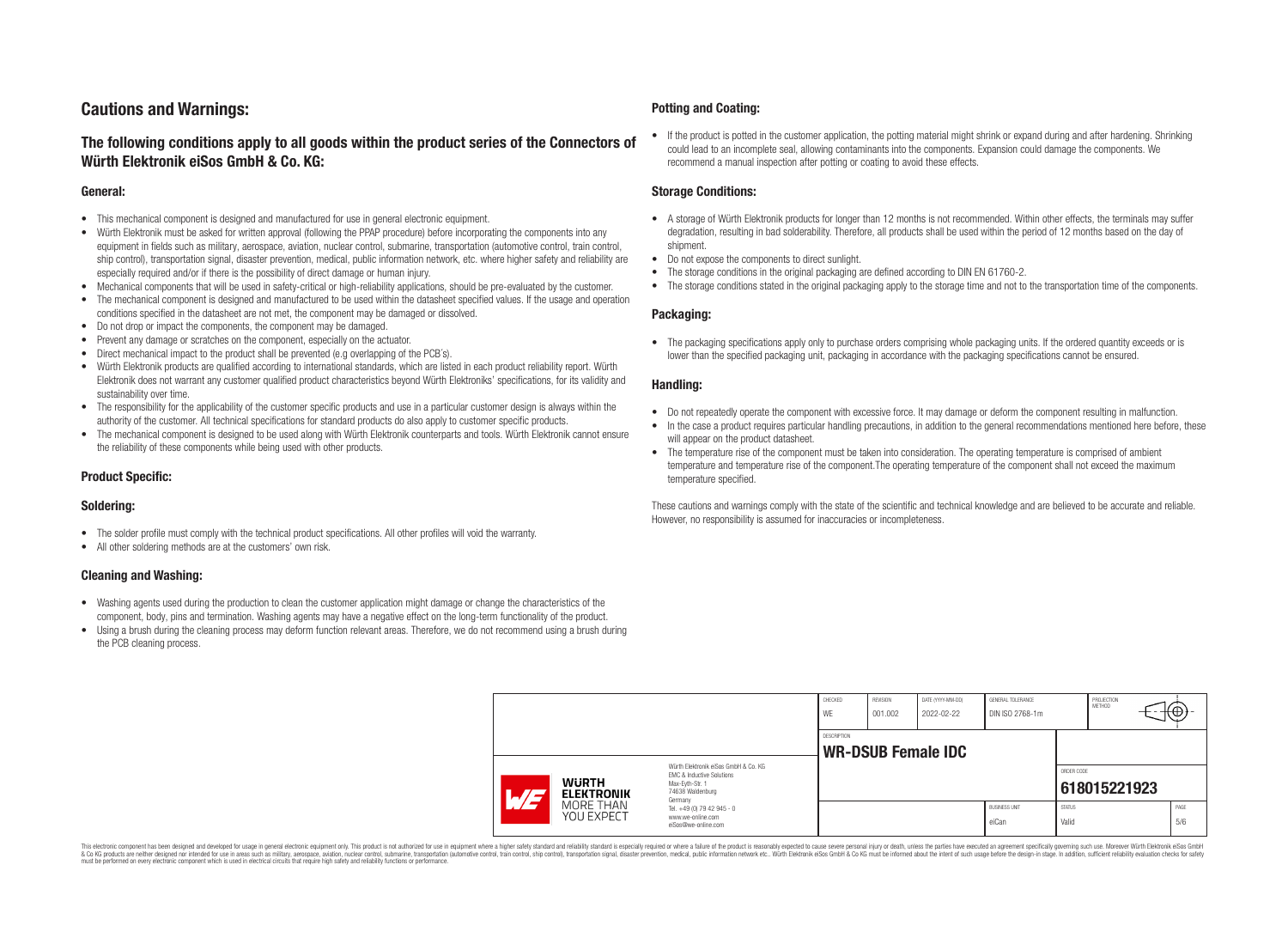# Cautions and Warnings:

## The following conditions apply to all goods within the product series of the Connectors of Würth Elektronik eiSos GmbH & Co. KG:

### General:

- This mechanical component is designed and manufactured for use in general electronic equipment.
- Würth Elektronik must be asked for written approval (following the PPAP procedure) before incorporating the components into any equipment in fields such as military, aerospace, aviation, nuclear control, submarine, transportation (automotive control, train control, ship control), transportation signal, disaster prevention, medical, public information network, etc. where higher safety and reliability are especially required and/or if there is the possibility of direct damage or human injury.
- Mechanical components that will be used in safety-critical or high-reliability applications, should be pre-evaluated by the customer.
- The mechanical component is designed and manufactured to be used within the datasheet specified values. If the usage and operation conditions specified in the datasheet are not met, the component may be damaged or dissolved.
- Do not drop or impact the components, the component may be damaged.
- Prevent any damage or scratches on the component, especially on the actuator.
- Direct mechanical impact to the product shall be prevented (e.g overlapping of the PCB´s).
- Würth Elektronik products are qualified according to international standards, which are listed in each product reliability report. Würth Elektronik does not warrant any customer qualified product characteristics beyond Würth Elektroniks' specifications, for its validity and sustainability over time.
- The responsibility for the applicability of the customer specific products and use in a particular customer design is always within the authority of the customer. All technical specifications for standard products do also apply to customer specific products.
- The mechanical component is designed to be used along with Würth Elektronik counterparts and tools. Würth Elektronik cannot ensure the reliability of these components while being used with other products.

### Product Specific:

### Soldering:

- The solder profile must comply with the technical product specifications. All other profiles will void the warranty.
- All other soldering methods are at the customers' own risk.

### Cleaning and Washing:

- Washing agents used during the production to clean the customer application might damage or change the characteristics of the component, body, pins and termination. Washing agents may have a negative effect on the long-term functionality of the product.
- Using a brush during the cleaning process may deform function relevant areas. Therefore, we do not recommend using a brush during the PCB cleaning process.

### Potting and Coating:

- If the product is potted in the customer application, the potting material might shrink or expand during and after hardening. Shrinking could lead to an incomplete seal, allowing contaminants into the components. Expansion could damage the components. We recommend a manual inspection after potting or coating to avoid these effects.

### Storage Conditions:

- A storage of Würth Elektronik products for longer than 12 months is not recommended. Within other effects, the terminals may suffer degradation, resulting in bad solderability. Therefore, all products shall be used within the period of 12 months based on the day of shipment.
- Do not expose the components to direct sunlight.
- The storage conditions in the original packaging are defined according to DIN EN 61760-2.
- The storage conditions stated in the original packaging apply to the storage time and not to the transportation time of the components.

### Packaging:

- The packaging specifications apply only to purchase orders comprising whole packaging units. If the ordered quantity exceeds or is lower than the specified packaging unit, packaging in accordance with the packaging specifications cannot be ensured.

### Handling:

- Do not repeatedly operate the component with excessive force. It may damage or deform the component resulting in malfunction.
- In the case a product requires particular handling precautions, in addition to the general recommendations mentioned here before, these will appear on the product datasheet.
- The temperature rise of the component must be taken into consideration. The operating temperature is comprised of ambient temperature and temperature rise of the component.The operating temperature of the component shall not exceed the maximum temperature specified.

These cautions and warnings comply with the state of the scientific and technical knowledge and are believed to be accurate and reliable. However, no responsibility is assumed for inaccuracies or incompleteness.

| | | | | | | |
|---|---|---|---|---|---|---|
| CHECKED: WE | REVISION: 001.002 | DATE (YYYY-MM-DD): 2022-02-22 | GENERAL TOLERANCE: DIN ISO 2768-1m | PROJECTION METHOD | | |
| DESCRIPTION: WR-DSUB Female IDC | | | | | | |
| Würth Elektronik eiSos GmbH & Co. KG, EMC & Inductive Solutions, Max-Eyth-Str. 1, 74638 Waldenburg, Germany, Tel. +49 (0) 79 42 945 - 0, www.we-online.com, eiSos@we-online.com | | | | ORDER CODE: 618015221923 | | |
| | | | BUSINESS UNIT: eiCan | STATUS: Valid | PAGE: 5/6 | |

This electronic component has been designed and developed for usage in general electronic equipment only. This product is not authorized for use in equipment where a higher safety standard and reliability standard is especially required or where a failure of the product is reasonably expected to cause severe personal injury or death, unless the parties have executed an agreement specifically governing such usage. Moreover Würth Elektronik eiSos GmbH & Co KG products are neither designed nor intended for use in areas such as military, aerospace, aviation, nuclear control, submarine, transportation (automotive control, train control, ship control), transportation signal, disaster prevention, medical, public information network etc.. Würth Elektronik eiSos GmbH & Co KG must be informed about the intent of such usage before the design-in stage. In addition, sufficient reliability evaluation checks for safety must be performed on every electronic component which is used in electrical circuits that require high safety and reliability functions or performance.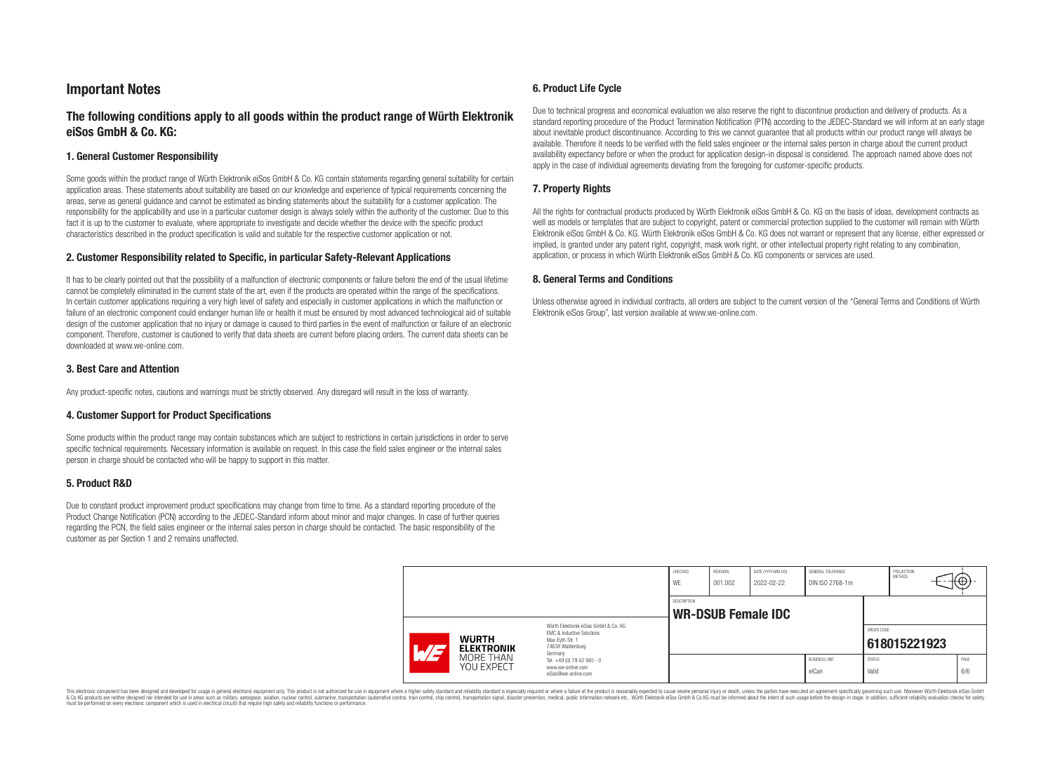# Important Notes

## The following conditions apply to all goods within the product range of Würth Elektronik eiSos GmbH & Co. KG:

### 1. General Customer Responsibility

Some goods within the product range of Würth Elektronik eiSos GmbH & Co. KG contain statements regarding general suitability for certain application areas. These statements about suitability are based on our knowledge and experience of typical requirements concerning the areas, serve as general guidance and cannot be estimated as binding statements about the suitability for a customer application. The responsibility for the applicability and use in a particular customer design is always solely within the authority of the customer. Due to this fact it is up to the customer to evaluate, where appropriate to investigate and decide whether the device with the specific product characteristics described in the product specification is valid and suitable for the respective customer application or not.

### 2. Customer Responsibility related to Specific, in particular Safety-Relevant Applications

It has to be clearly pointed out that the possibility of a malfunction of electronic components or failure before the end of the usual lifetime cannot be completely eliminated in the current state of the art, even if the products are operated within the range of the specifications. In certain customer applications requiring a very high level of safety and especially in customer applications in which the malfunction or failure of an electronic component could endanger human life or health it must be ensured by most advanced technological aid of suitable design of the customer application that no injury or damage is caused to third parties in the event of malfunction or failure of an electronic component. Therefore, customer is cautioned to verify that data sheets are current before placing orders. The current data sheets can be downloaded at www.we-online.com.

### 3. Best Care and Attention

Any product-specific notes, cautions and warnings must be strictly observed. Any disregard will result in the loss of warranty.

### 4. Customer Support for Product Specifications

Some products within the product range may contain substances which are subject to restrictions in certain jurisdictions in order to serve specific technical requirements. Necessary information is available on request. In this case the field sales engineer or the internal sales person in charge should be contacted who will be happy to support in this matter.

### 5. Product R&D

Due to constant product improvement product specifications may change from time to time. As a standard reporting procedure of the Product Change Notification (PCN) according to the JEDEC-Standard inform about minor and major changes. In case of further queries regarding the PCN, the field sales engineer or the internal sales person in charge should be contacted. The basic responsibility of the customer as per Section 1 and 2 remains unaffected.

### 6. Product Life Cycle

Due to technical progress and economical evaluation we also reserve the right to discontinue production and delivery of products. As a standard reporting procedure of the Product Termination Notification (PTN) according to the JEDEC-Standard we will inform at an early stage about inevitable product discontinuance. According to this we cannot guarantee that all products within our product range will always be available. Therefore it needs to be verified with the field sales engineer or the internal sales person in charge about the current product availability expectancy before or when the product for application design-in disposal is considered. The approach named above does not apply in the case of individual agreements deviating from the foregoing for customer-specific products.

### 7. Property Rights

All the rights for contractual products produced by Würth Elektronik eiSos GmbH & Co. KG on the basis of ideas, development contracts as well as models or templates that are subject to copyright, patent or commercial protection supplied to the customer will remain with Würth Elektronik eiSos GmbH & Co. KG. Würth Elektronik eiSos GmbH & Co. KG does not warrant or represent that any license, either expressed or implied, is granted under any patent right, copyright, mask work right, or other intellectual property right relating to any combination, application, or process in which Würth Elektronik eiSos GmbH & Co. KG components or services are used.

### 8. General Terms and Conditions

Unless otherwise agreed in individual contracts, all orders are subject to the current version of the "General Terms and Conditions of Würth Elektronik eiSos Group", last version available at www.we-online.com.

| CHECKED | REVISION | DATE (YYYY-MM-DD) | GENERAL TOLERANCE | PROJECTION METHOD |
|---|---|---|---|---|
| WE | 001.002 | 2022-02-22 | DIN ISO 2768-1m | |

DESCRIPTION: **WR-DSUB Female IDC**

ORDER CODE: **618015221923**

| BUSINESS UNIT | STATUS | PAGE |
|---|---|---|
| eiCan | Valid | 6/6 |

WÜRTH ELEKTRONIK – MORE THAN YOU EXPECT

Würth Elektronik eiSos GmbH & Co. KG
EMC & Inductive Solutions
Max-Eyth-Str. 1
74638 Waldenburg
Germany
Tel. +49 (0) 79 42 945 - 0
www.we-online.com
eiSos@we-online.com

This electronic component has been designed and developed for usage in general electronic equipment only. This product is not authorized for use in equipment where a higher safety standard and reliability standard is especially required or where a failure of the product is reasonably expected to cause severe personal injury or death, unless the parties have executed an agreement specifically governing such use. Moreover Würth Elektronik eiSos GmbH & Co KG products are neither designed nor intended for use in areas such as military, aerospace, aviation, nuclear control, submarine, transportation (automotive control, train control, ship control), transportation signal, disaster prevention, medical, public information network etc.. Würth Elektronik eiSos GmbH & Co KG must be informed about the intent of such usage before the design-in stage. In addition, sufficient reliability evaluation checks for safety must be performed on every electronic component which is used in electrical circuits that require high safety and reliability functions or performance.